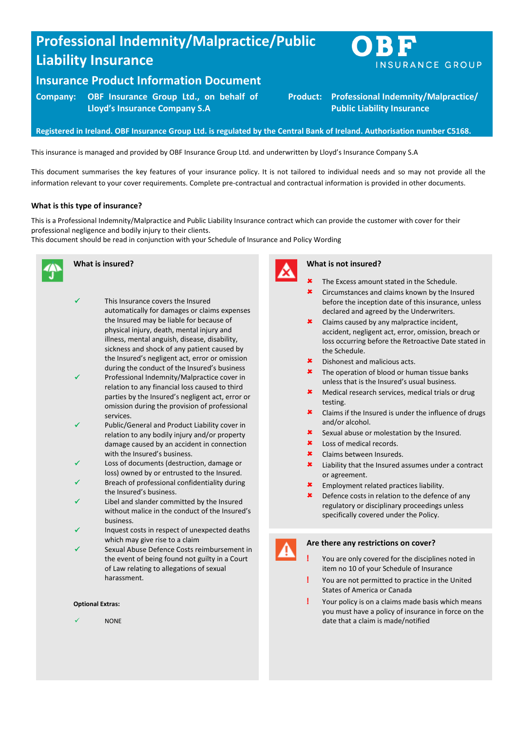# Professional Indemnity/Malpractice/Public Liability Insurance

## Insurance Product Information Document

**Company:** OBF Insurance Group Ltd., on behalf of Lloyd's Insurance Company S.A

**Product:** Professional Indemnity/Malpractice/ Public Liability Insurance

OBF INSURANCE GROUP

**Registered in Ireland. OBF Insurance Group Ltd. is regulated by the Central Bank of Ireland. Authorisation number C5168.**

This insurance is managed and provided by OBF Insurance Group Ltd. and underwritten by Lloyd's Insurance Company S.A

This document summarises the key features of your insurance policy. It is not tailored to individual needs and so may not provide all the information relevant to your cover requirements. Complete pre-contractual and contractual information is provided in other documents.

### What is this type of insurance?

This is a Professional Indemnity/Malpractice and Public Liability Insurance contract which can provide the customer with cover for their professional negligence and bodily injury to their clients.
This document should be read in conjunction with your Schedule of Insurance and Policy Wording

### What is insured?

- ✓ This Insurance covers the Insured automatically for damages or claims expenses the Insured may be liable for because of physical injury, death, mental injury and illness, mental anguish, disease, disability, sickness and shock of any patient caused by the Insured's negligent act, error or omission during the conduct of the Insured's business
- ✓ Professional Indemnity/Malpractice cover in relation to any financial loss caused to third parties by the Insured's negligent act, error or omission during the provision of professional services.
- ✓ Public/General and Product Liability cover in relation to any bodily injury and/or property damage caused by an accident in connection with the Insured's business.
- ✓ Loss of documents (destruction, damage or loss) owned by or entrusted to the Insured.
- ✓ Breach of professional confidentiality during the Insured's business.
- ✓ Libel and slander committed by the Insured without malice in the conduct of the Insured's business.
- ✓ Inquest costs in respect of unexpected deaths which may give rise to a claim
- ✓ Sexual Abuse Defence Costs reimbursement in the event of being found not guilty in a Court of Law relating to allegations of sexual harassment.

**Optional Extras:**

- ✓ NONE

### What is not insured?

- ✘ The Excess amount stated in the Schedule.
- ✘ Circumstances and claims known by the Insured before the inception date of this insurance, unless declared and agreed by the Underwriters.
- ✘ Claims caused by any malpractice incident, accident, negligent act, error, omission, breach or loss occurring before the Retroactive Date stated in the Schedule.
- ✘ Dishonest and malicious acts.
- ✘ The operation of blood or human tissue banks unless that is the Insured's usual business.
- ✘ Medical research services, medical trials or drug testing.
- ✘ Claims if the Insured is under the influence of drugs and/or alcohol.
- ✘ Sexual abuse or molestation by the Insured.
- ✘ Loss of medical records.
- ✘ Claims between Insureds.
- ✘ Liability that the Insured assumes under a contract or agreement.
- ✘ Employment related practices liability.
- ✘ Defence costs in relation to the defence of any regulatory or disciplinary proceedings unless specifically covered under the Policy.

### Are there any restrictions on cover?

- ! You are only covered for the disciplines noted in item no 10 of your Schedule of Insurance
- ! You are not permitted to practice in the United States of America or Canada
- ! Your policy is on a claims made basis which means you must have a policy of insurance in force on the date that a claim is made/notified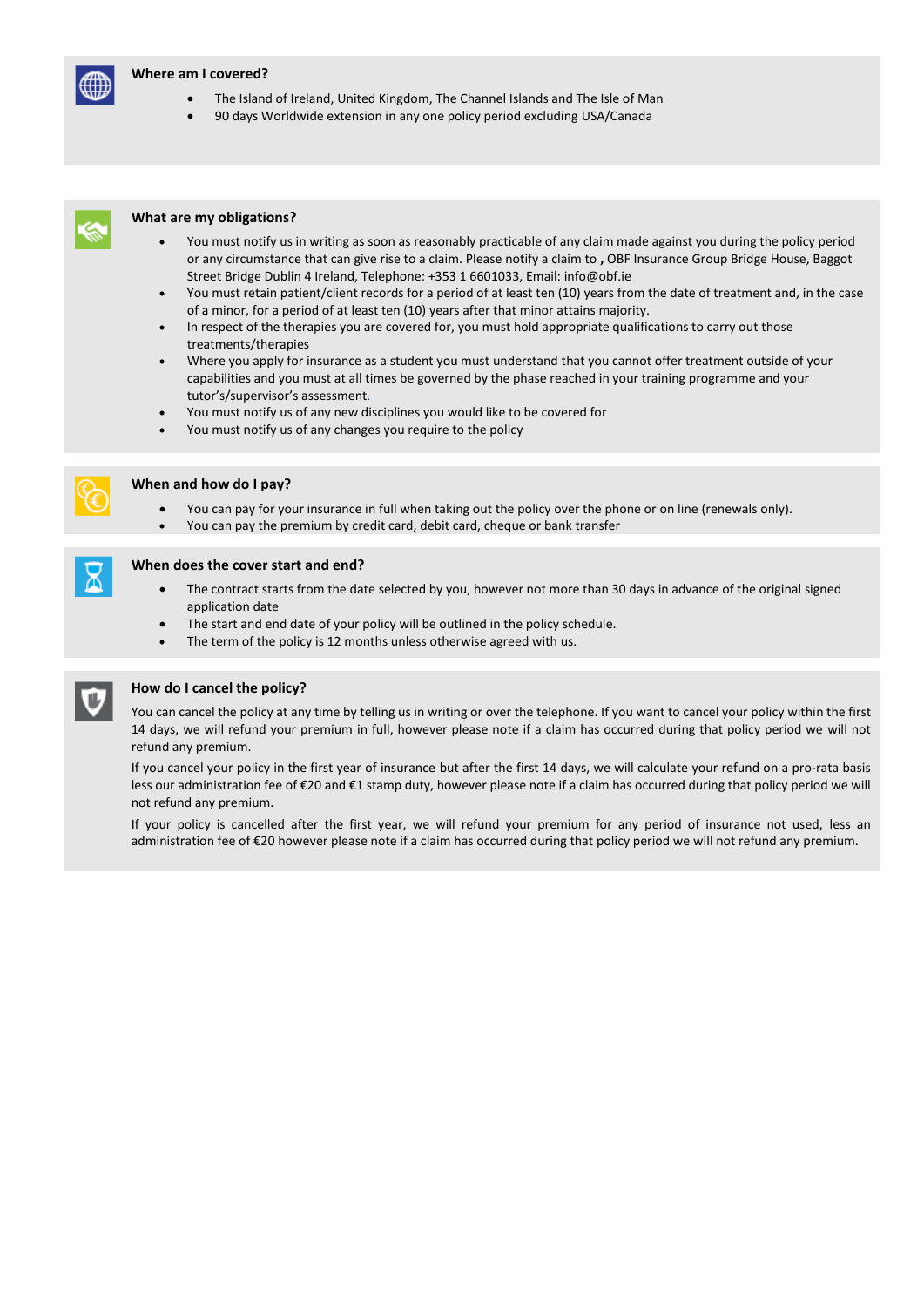## Where am I covered?

- The Island of Ireland, United Kingdom, The Channel Islands and The Isle of Man
- 90 days Worldwide extension in any one policy period excluding USA/Canada

## What are my obligations?

- You must notify us in writing as soon as reasonably practicable of any claim made against you during the policy period or any circumstance that can give rise to a claim. Please notify a claim to **,** OBF Insurance Group Bridge House, Baggot Street Bridge Dublin 4 Ireland, Telephone: +353 1 6601033, Email: info@obf.ie
- You must retain patient/client records for a period of at least ten (10) years from the date of treatment and, in the case of a minor, for a period of at least ten (10) years after that minor attains majority.
- In respect of the therapies you are covered for, you must hold appropriate qualifications to carry out those treatments/therapies
- Where you apply for insurance as a student you must understand that you cannot offer treatment outside of your capabilities and you must at all times be governed by the phase reached in your training programme and your tutor's/supervisor's assessment.
- You must notify us of any new disciplines you would like to be covered for
- You must notify us of any changes you require to the policy

## When and how do I pay?

- You can pay for your insurance in full when taking out the policy over the phone or on line (renewals only).
- You can pay the premium by credit card, debit card, cheque or bank transfer

## When does the cover start and end?

- The contract starts from the date selected by you, however not more than 30 days in advance of the original signed application date
- The start and end date of your policy will be outlined in the policy schedule.
- The term of the policy is 12 months unless otherwise agreed with us.

## How do I cancel the policy?

You can cancel the policy at any time by telling us in writing or over the telephone. If you want to cancel your policy within the first 14 days, we will refund your premium in full, however please note if a claim has occurred during that policy period we will not refund any premium.

If you cancel your policy in the first year of insurance but after the first 14 days, we will calculate your refund on a pro-rata basis less our administration fee of €20 and €1 stamp duty, however please note if a claim has occurred during that policy period we will not refund any premium.

If your policy is cancelled after the first year, we will refund your premium for any period of insurance not used, less an administration fee of €20 however please note if a claim has occurred during that policy period we will not refund any premium.